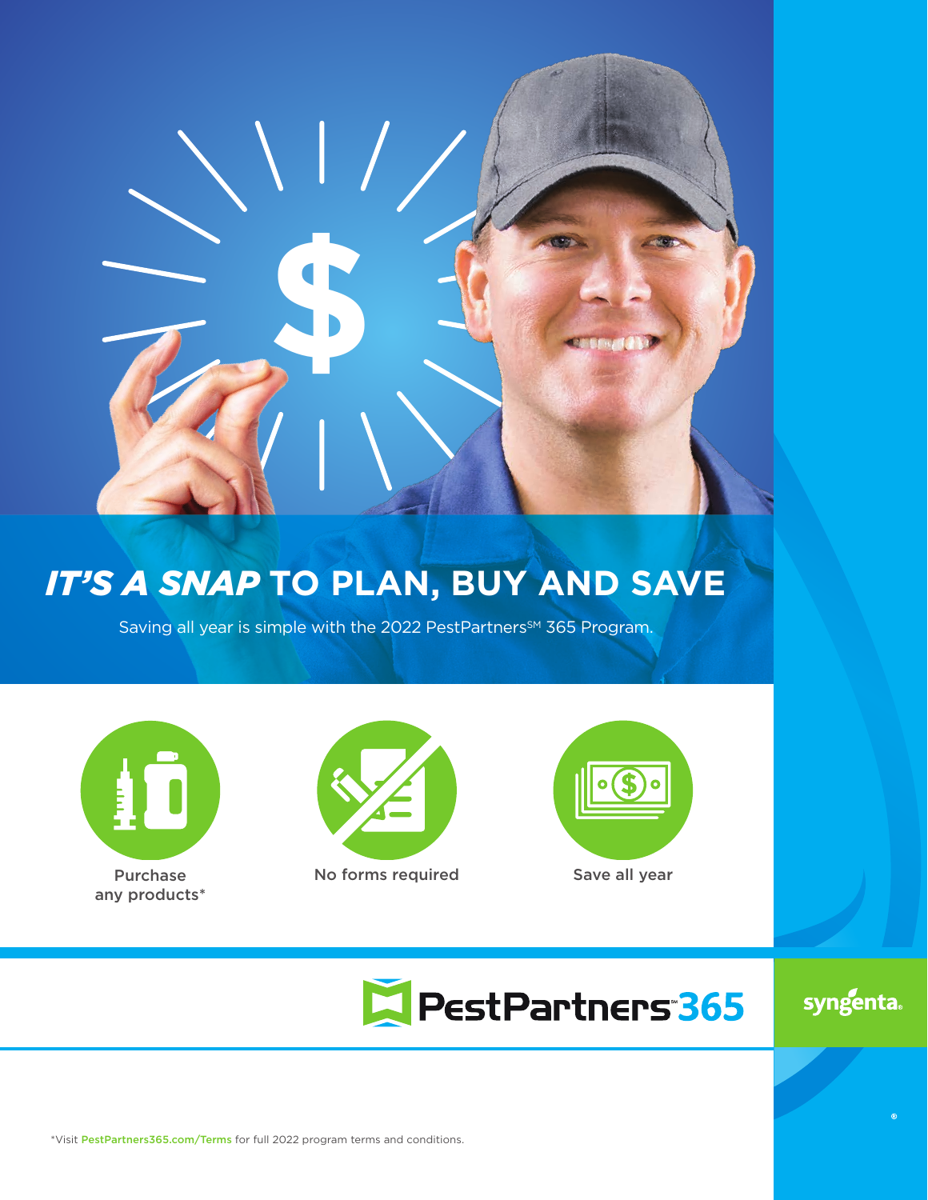# *IT'S A SNAP* TO PLAN, BUY AND SAVE

Saving all year is simple with the 2022 PestPartners$^{SM}$ 365 Program.

- Purchase any products*
- No forms required
- Save all year

PestPartners$^{SM}$ 365

syngenta®

*Visit PestPartners365.com/Terms for full 2022 program terms and conditions.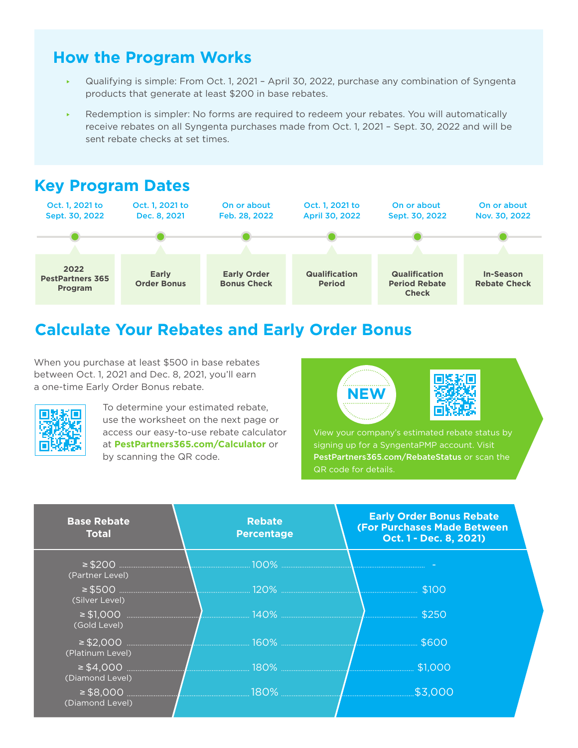## How the Program Works

- Qualifying is simple: From Oct. 1, 2021 – April 30, 2022, purchase any combination of Syngenta products that generate at least $200 in base rebates.
- Redemption is simpler: No forms are required to redeem your rebates. You will automatically receive rebates on all Syngenta purchases made from Oct. 1, 2021 – Sept. 30, 2022 and will be sent rebate checks at set times.

## Key Program Dates

| Date | Event |
|---|---|
| Oct. 1, 2021 to Sept. 30, 2022 | 2022 PestPartners 365 Program |
| Oct. 1, 2021 to Dec. 8, 2021 | Early Order Bonus |
| On or about Feb. 28, 2022 | Early Order Bonus Check |
| Oct. 1, 2021 to April 30, 2022 | Qualification Period |
| On or about Sept. 30, 2022 | Qualification Period Rebate Check |
| On or about Nov. 30, 2022 | In-Season Rebate Check |

## Calculate Your Rebates and Early Order Bonus

When you purchase at least $500 in base rebates between Oct. 1, 2021 and Dec. 8, 2021, you'll earn a one-time Early Order Bonus rebate.

To determine your estimated rebate, use the worksheet on the next page or access our easy-to-use rebate calculator at **PestPartners365.com/Calculator** or by scanning the QR code.

**NEW**

View your company's estimated rebate status by signing up for a SyngentaPMP account. Visit **PestPartners365.com/RebateStatus** or scan the QR code for details.

| Base Rebate Total | Rebate Percentage | Early Order Bonus Rebate (For Purchases Made Between Oct. 1 - Dec. 8, 2021) |
|---|---|---|
| ≥ $200 (Partner Level) | 100% | - |
| ≥ $500 (Silver Level) | 120% | $100 |
| ≥ $1,000 (Gold Level) | 140% | $250 |
| ≥ $2,000 (Platinum Level) | 160% | $600 |
| ≥ $4,000 (Diamond Level) | 180% | $1,000 |
| ≥ $8,000 (Diamond Level) | 180% | $3,000 |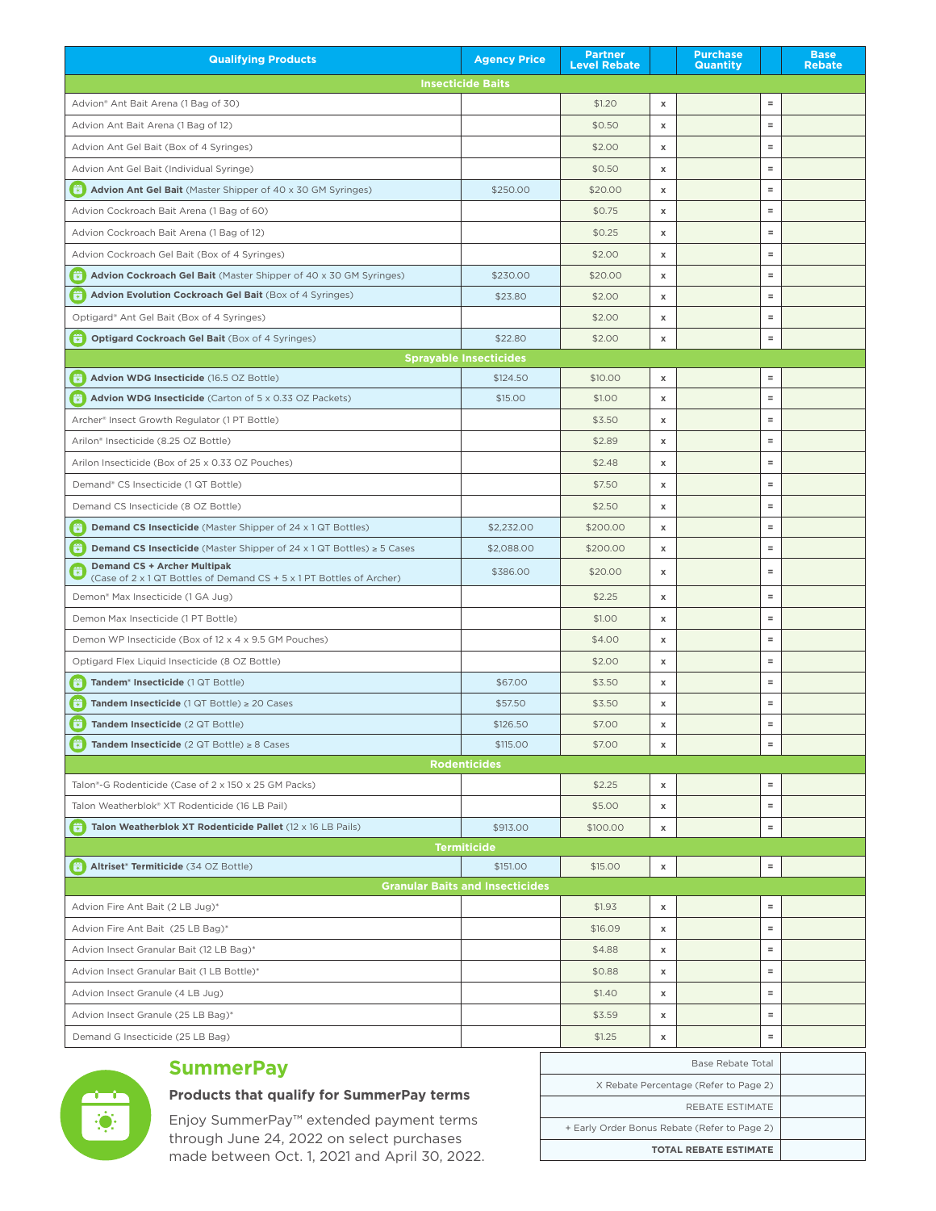| Qualifying Products | Agency Price | Partner Level Rebate | | Purchase Quantity | | Base Rebate |
|---|---|---|---|---|---|---|
| **Insecticide Baits** | | | | | | |
| Advion® Ant Bait Arena (1 Bag of 30) | | $1.20 | x | | = | |
| Advion Ant Bait Arena (1 Bag of 12) | | $0.50 | x | | = | |
| Advion Ant Gel Bait (Box of 4 Syringes) | | $2.00 | x | | = | |
| Advion Ant Gel Bait (Individual Syringe) | | $0.50 | x | | = | |
| **Advion Ant Gel Bait** (Master Shipper of 40 x 30 GM Syringes) | $250.00 | $20.00 | x | | = | |
| Advion Cockroach Bait Arena (1 Bag of 60) | | $0.75 | x | | = | |
| Advion Cockroach Bait Arena (1 Bag of 12) | | $0.25 | x | | = | |
| Advion Cockroach Gel Bait (Box of 4 Syringes) | | $2.00 | x | | = | |
| **Advion Cockroach Gel Bait** (Master Shipper of 40 x 30 GM Syringes) | $230.00 | $20.00 | x | | = | |
| **Advion Evolution Cockroach Gel Bait** (Box of 4 Syringes) | $23.80 | $2.00 | x | | = | |
| Optigard® Ant Gel Bait (Box of 4 Syringes) | | $2.00 | x | | = | |
| **Optigard Cockroach Gel Bait** (Box of 4 Syringes) | $22.80 | $2.00 | x | | = | |
| **Sprayable Insecticides** | | | | | | |
| **Advion WDG Insecticide** (16.5 OZ Bottle) | $124.50 | $10.00 | x | | = | |
| **Advion WDG Insecticide** (Carton of 5 x 0.33 OZ Packets) | $15.00 | $1.00 | x | | = | |
| Archer® Insect Growth Regulator (1 PT Bottle) | | $3.50 | x | | = | |
| Arilon® Insecticide (8.25 OZ Bottle) | | $2.89 | x | | = | |
| Arilon Insecticide (Box of 25 x 0.33 OZ Pouches) | | $2.48 | x | | = | |
| Demand® CS Insecticide (1 QT Bottle) | | $7.50 | x | | = | |
| Demand CS Insecticide (8 OZ Bottle) | | $2.50 | x | | = | |
| **Demand CS Insecticide** (Master Shipper of 24 x 1 QT Bottles) | $2,232.00 | $200.00 | x | | = | |
| **Demand CS Insecticide** (Master Shipper of 24 x 1 QT Bottles) ≥ 5 Cases | $2,088.00 | $200.00 | x | | = | |
| **Demand CS + Archer Multipak** (Case of 2 x 1 QT Bottles of Demand CS + 5 x 1 PT Bottles of Archer) | $386.00 | $20.00 | x | | = | |
| Demon® Max Insecticide (1 GA Jug) | | $2.25 | x | | = | |
| Demon Max Insecticide (1 PT Bottle) | | $1.00 | x | | = | |
| Demon WP Insecticide (Box of 12 x 4 x 9.5 GM Pouches) | | $4.00 | x | | = | |
| Optigard Flex Liquid Insecticide (8 OZ Bottle) | | $2.00 | x | | = | |
| **Tandem® Insecticide** (1 QT Bottle) | $67.00 | $3.50 | x | | = | |
| **Tandem Insecticide** (1 QT Bottle) ≥ 20 Cases | $57.50 | $3.50 | x | | = | |
| **Tandem Insecticide** (2 QT Bottle) | $126.50 | $7.00 | x | | = | |
| **Tandem Insecticide** (2 QT Bottle) ≥ 8 Cases | $115.00 | $7.00 | x | | = | |
| **Rodenticides** | | | | | | |
| Talon®-G Rodenticide (Case of 2 x 150 x 25 GM Packs) | | $2.25 | x | | = | |
| Talon Weatherblok® XT Rodenticide (16 LB Pail) | | $5.00 | x | | = | |
| **Talon Weatherblok XT Rodenticide Pallet** (12 x 16 LB Pails) | $913.00 | $100.00 | x | | = | |
| **Termiticide** | | | | | | |
| **Altriset® Termiticide** (34 OZ Bottle) | $151.00 | $15.00 | x | | = | |
| **Granular Baits and Insecticides** | | | | | | |
| Advion Fire Ant Bait (2 LB Jug)* | | $1.93 | x | | = | |
| Advion Fire Ant Bait (25 LB Bag)* | | $16.09 | x | | = | |
| Advion Insect Granular Bait (12 LB Bag)* | | $4.88 | x | | = | |
| Advion Insect Granular Bait (1 LB Bottle)* | | $0.88 | x | | = | |
| Advion Insect Granule (4 LB Jug) | | $1.40 | x | | = | |
| Advion Insect Granule (25 LB Bag)* | | $3.59 | x | | = | |
| Demand G Insecticide (25 LB Bag) | | $1.25 | x | | = | |

| | |
|---|---|
| Base Rebate Total | |
| X Rebate Percentage (Refer to Page 2) | |
| REBATE ESTIMATE | |
| + Early Order Bonus Rebate (Refer to Page 2) | |
| **TOTAL REBATE ESTIMATE** | |

## SummerPay

**Products that qualify for SummerPay terms**

Enjoy SummerPay™ extended payment terms through June 24, 2022 on select purchases made between Oct. 1, 2021 and April 30, 2022.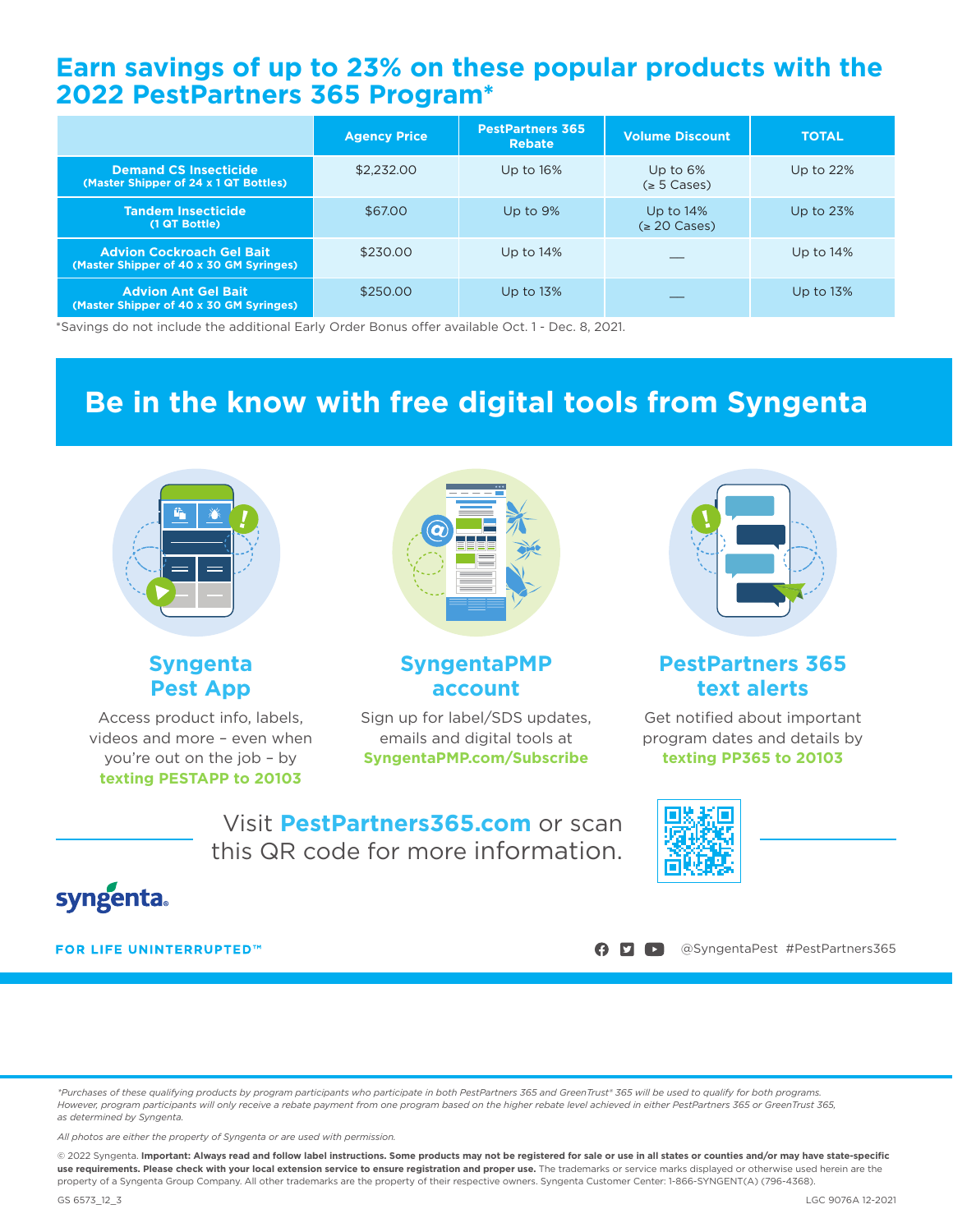# Earn savings of up to 23% on these popular products with the 2022 PestPartners 365 Program*

| | Agency Price | PestPartners 365 Rebate | Volume Discount | TOTAL |
|---|---|---|---|---|
| **Demand CS Insecticide** (Master Shipper of 24 x 1 QT Bottles) | $2,232.00 | Up to 16% | Up to 6% (≥ 5 Cases) | Up to 22% |
| **Tandem Insecticide** (1 QT Bottle) | $67.00 | Up to 9% | Up to 14% (≥ 20 Cases) | Up to 23% |
| **Advion Cockroach Gel Bait** (Master Shipper of 40 x 30 GM Syringes) | $230.00 | Up to 14% | — | Up to 14% |
| **Advion Ant Gel Bait** (Master Shipper of 40 x 30 GM Syringes) | $250.00 | Up to 13% | — | Up to 13% |

*Savings do not include the additional Early Order Bonus offer available Oct. 1 - Dec. 8, 2021.

## Be in the know with free digital tools from Syngenta

### Syngenta Pest App

Access product info, labels, videos and more – even when you're out on the job – by **texting PESTAPP to 20103**

### SyngentaPMP account

Sign up for label/SDS updates, emails and digital tools at **SyngentaPMP.com/Subscribe**

### PestPartners 365 text alerts

Get notified about important program dates and details by **texting PP365 to 20103**

Visit **PestPartners365.com** or scan this QR code for more information.

syngenta

FOR LIFE UNINTERRUPTED™

@SyngentaPest #PestPartners365

*\*Purchases of these qualifying products by program participants who participate in both PestPartners 365 and GreenTrust® 365 will be used to qualify for both programs. However, program participants will only receive a rebate payment from one program based on the higher rebate level achieved in either PestPartners 365 or GreenTrust 365, as determined by Syngenta.*

*All photos are either the property of Syngenta or are used with permission.*

© 2022 Syngenta. **Important: Always read and follow label instructions. Some products may not be registered for sale or use in all states or counties and/or may have state-specific use requirements. Please check with your local extension service to ensure registration and proper use.** The trademarks or service marks displayed or otherwise used herein are the property of a Syngenta Group Company. All other trademarks are the property of their respective owners. Syngenta Customer Center: 1-866-SYNGENT(A) (796-4368).

GS 6573_12_3

LGC 9076A 12-2021